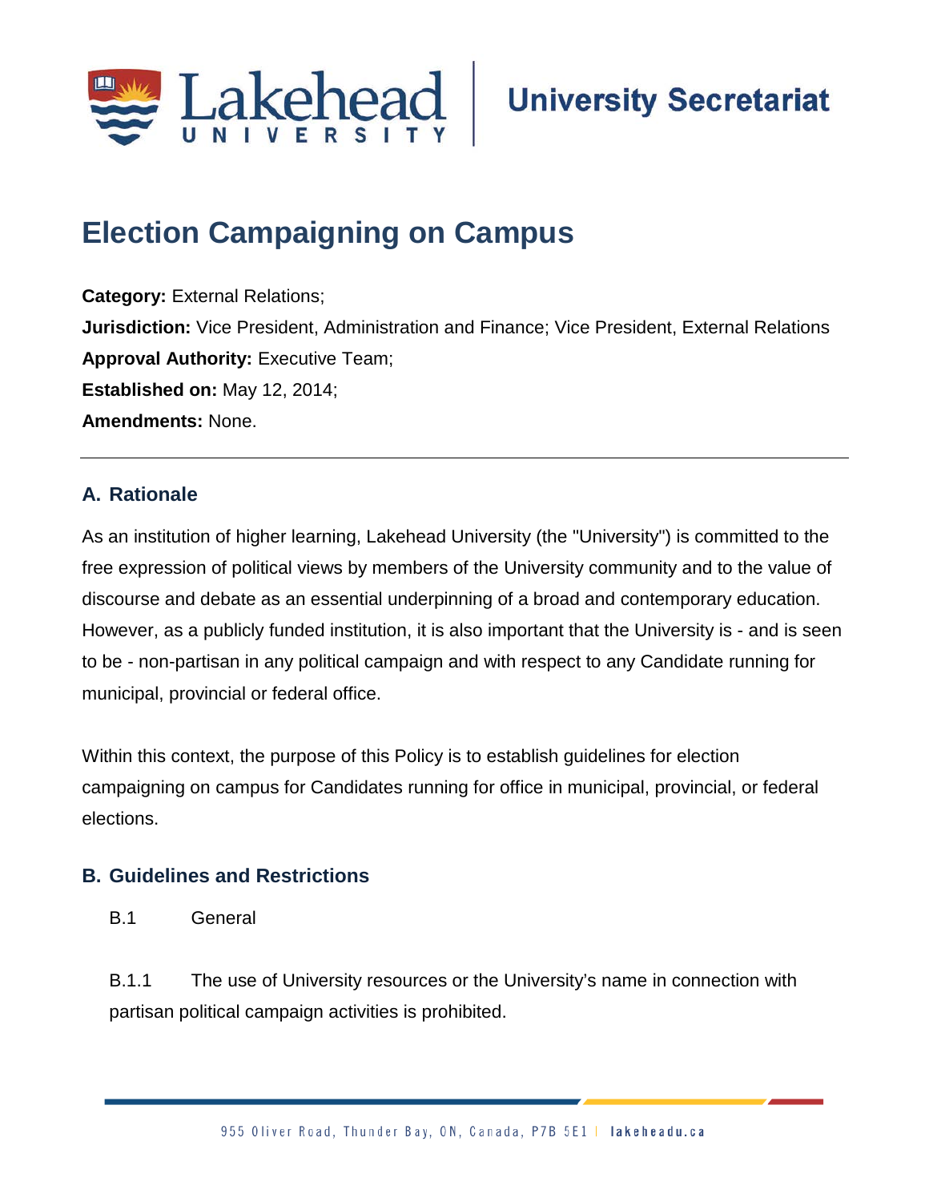# Election Campaigning on Campus

**Category:** External Relations;
**Jurisdiction:** Vice President, Administration and Finance; Vice President, External Relations
**Approval Authority:** Executive Team;
**Established on:** May 12, 2014;
**Amendments:** None.

---

## A. Rationale

As an institution of higher learning, Lakehead University (the "University") is committed to the free expression of political views by members of the University community and to the value of discourse and debate as an essential underpinning of a broad and contemporary education. However, as a publicly funded institution, it is also important that the University is - and is seen to be - non-partisan in any political campaign and with respect to any Candidate running for municipal, provincial or federal office.

Within this context, the purpose of this Policy is to establish guidelines for election campaigning on campus for Candidates running for office in municipal, provincial, or federal elections.

## B. Guidelines and Restrictions

B.1 General

B.1.1 The use of University resources or the University's name in connection with partisan political campaign activities is prohibited.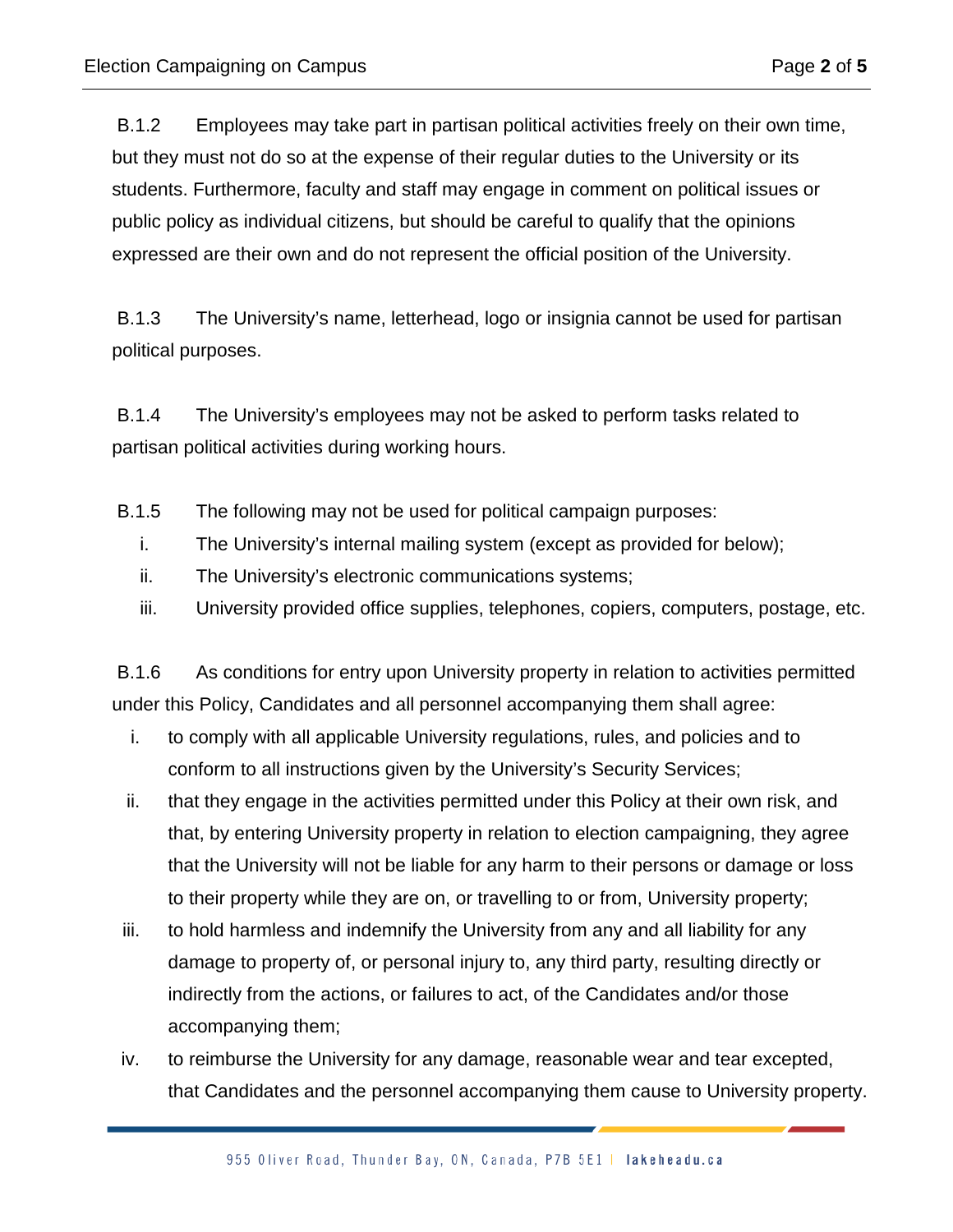B.1.2 Employees may take part in partisan political activities freely on their own time, but they must not do so at the expense of their regular duties to the University or its students. Furthermore, faculty and staff may engage in comment on political issues or public policy as individual citizens, but should be careful to qualify that the opinions expressed are their own and do not represent the official position of the University.

B.1.3 The University's name, letterhead, logo or insignia cannot be used for partisan political purposes.

B.1.4 The University's employees may not be asked to perform tasks related to partisan political activities during working hours.

B.1.5 The following may not be used for political campaign purposes:

i. The University's internal mailing system (except as provided for below);

ii. The University's electronic communications systems;

iii. University provided office supplies, telephones, copiers, computers, postage, etc.

B.1.6 As conditions for entry upon University property in relation to activities permitted under this Policy, Candidates and all personnel accompanying them shall agree:

i. to comply with all applicable University regulations, rules, and policies and to conform to all instructions given by the University's Security Services;

ii. that they engage in the activities permitted under this Policy at their own risk, and that, by entering University property in relation to election campaigning, they agree that the University will not be liable for any harm to their persons or damage or loss to their property while they are on, or travelling to or from, University property;

iii. to hold harmless and indemnify the University from any and all liability for any damage to property of, or personal injury to, any third party, resulting directly or indirectly from the actions, or failures to act, of the Candidates and/or those accompanying them;

iv. to reimburse the University for any damage, reasonable wear and tear excepted, that Candidates and the personnel accompanying them cause to University property.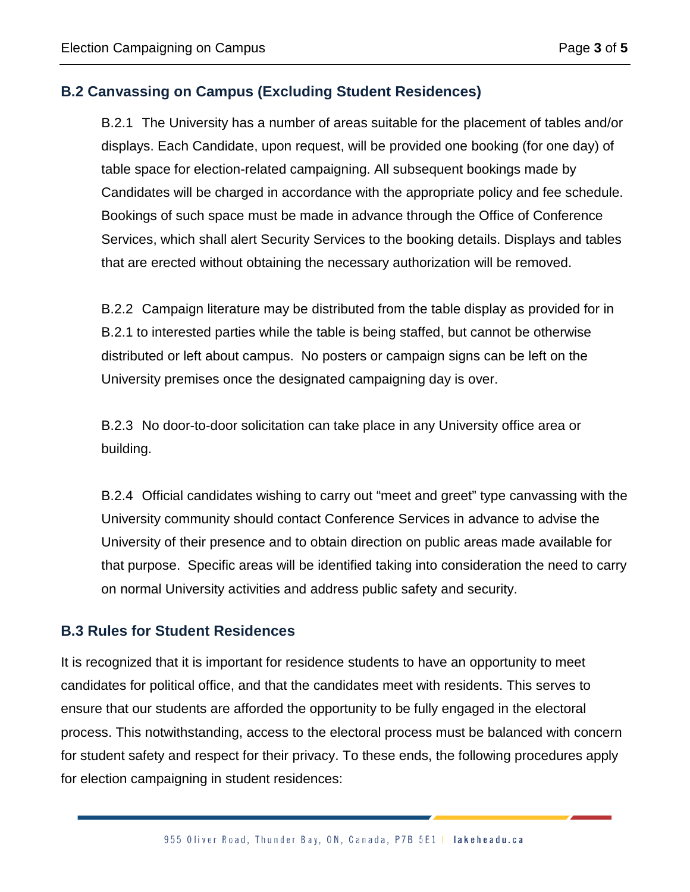## B.2 Canvassing on Campus (Excluding Student Residences)

B.2.1 The University has a number of areas suitable for the placement of tables and/or displays. Each Candidate, upon request, will be provided one booking (for one day) of table space for election-related campaigning. All subsequent bookings made by Candidates will be charged in accordance with the appropriate policy and fee schedule. Bookings of such space must be made in advance through the Office of Conference Services, which shall alert Security Services to the booking details. Displays and tables that are erected without obtaining the necessary authorization will be removed.

B.2.2 Campaign literature may be distributed from the table display as provided for in B.2.1 to interested parties while the table is being staffed, but cannot be otherwise distributed or left about campus. No posters or campaign signs can be left on the University premises once the designated campaigning day is over.

B.2.3 No door-to-door solicitation can take place in any University office area or building.

B.2.4 Official candidates wishing to carry out "meet and greet" type canvassing with the University community should contact Conference Services in advance to advise the University of their presence and to obtain direction on public areas made available for that purpose. Specific areas will be identified taking into consideration the need to carry on normal University activities and address public safety and security.

## B.3 Rules for Student Residences

It is recognized that it is important for residence students to have an opportunity to meet candidates for political office, and that the candidates meet with residents. This serves to ensure that our students are afforded the opportunity to be fully engaged in the electoral process. This notwithstanding, access to the electoral process must be balanced with concern for student safety and respect for their privacy. To these ends, the following procedures apply for election campaigning in student residences: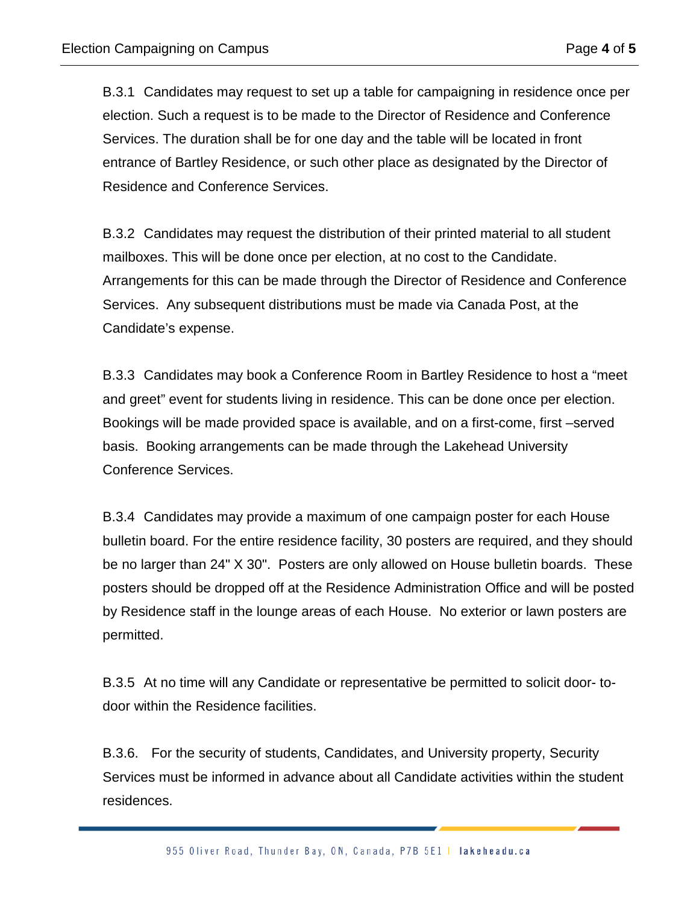B.3.1 Candidates may request to set up a table for campaigning in residence once per election. Such a request is to be made to the Director of Residence and Conference Services. The duration shall be for one day and the table will be located in front entrance of Bartley Residence, or such other place as designated by the Director of Residence and Conference Services.

B.3.2 Candidates may request the distribution of their printed material to all student mailboxes. This will be done once per election, at no cost to the Candidate. Arrangements for this can be made through the Director of Residence and Conference Services. Any subsequent distributions must be made via Canada Post, at the Candidate's expense.

B.3.3 Candidates may book a Conference Room in Bartley Residence to host a "meet and greet" event for students living in residence. This can be done once per election. Bookings will be made provided space is available, and on a first-come, first –served basis. Booking arrangements can be made through the Lakehead University Conference Services.

B.3.4 Candidates may provide a maximum of one campaign poster for each House bulletin board. For the entire residence facility, 30 posters are required, and they should be no larger than 24" X 30". Posters are only allowed on House bulletin boards. These posters should be dropped off at the Residence Administration Office and will be posted by Residence staff in the lounge areas of each House. No exterior or lawn posters are permitted.

B.3.5 At no time will any Candidate or representative be permitted to solicit door- to-door within the Residence facilities.

B.3.6. For the security of students, Candidates, and University property, Security Services must be informed in advance about all Candidate activities within the student residences.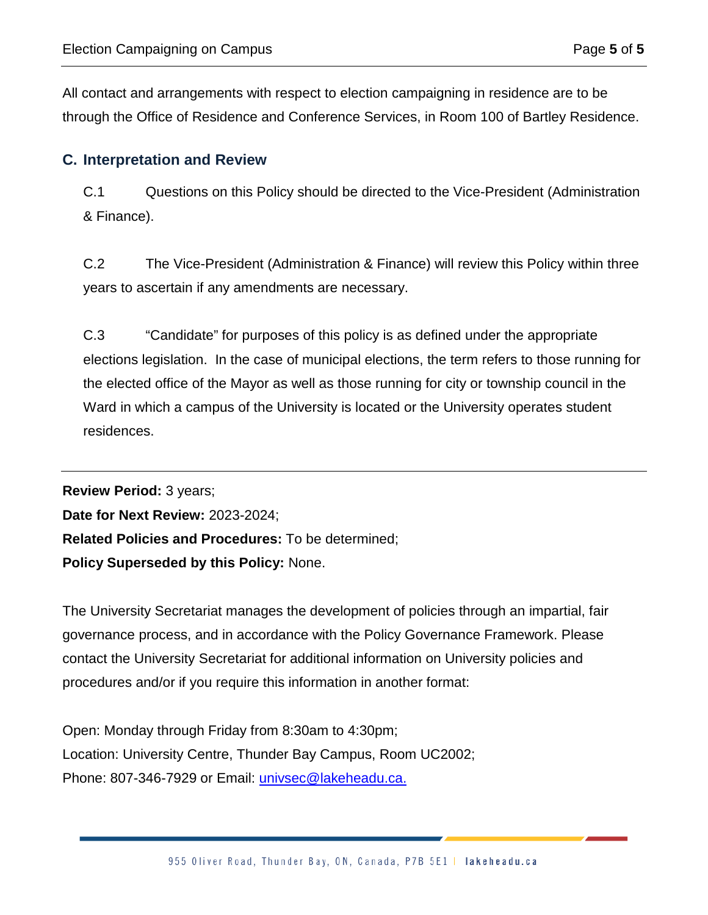All contact and arrangements with respect to election campaigning in residence are to be through the Office of Residence and Conference Services, in Room 100 of Bartley Residence.

## C. Interpretation and Review

C.1 Questions on this Policy should be directed to the Vice-President (Administration & Finance).

C.2 The Vice-President (Administration & Finance) will review this Policy within three years to ascertain if any amendments are necessary.

C.3 "Candidate" for purposes of this policy is as defined under the appropriate elections legislation. In the case of municipal elections, the term refers to those running for the elected office of the Mayor as well as those running for city or township council in the Ward in which a campus of the University is located or the University operates student residences.

---

**Review Period:** 3 years;
**Date for Next Review:** 2023-2024;
**Related Policies and Procedures:** To be determined;
**Policy Superseded by this Policy:** None.

The University Secretariat manages the development of policies through an impartial, fair governance process, and in accordance with the Policy Governance Framework. Please contact the University Secretariat for additional information on University policies and procedures and/or if you require this information in another format:

Open: Monday through Friday from 8:30am to 4:30pm;
Location: University Centre, Thunder Bay Campus, Room UC2002;
Phone: 807-346-7929 or Email: univsec@lakeheadu.ca.

955 Oliver Road, Thunder Bay, ON, Canada, P7B 5E1 | lakeheadu.ca